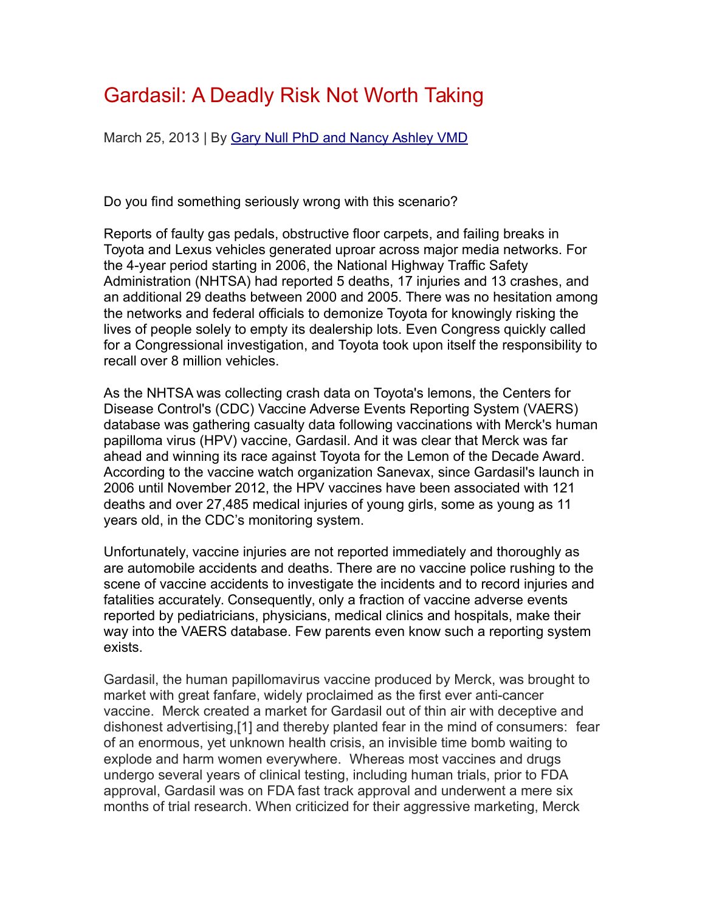# Gardasil: A Deadly Risk Not Worth Taking

March 25, 2013 | By [Gary Null PhD and Nancy Ashley VMD]

Do you find something seriously wrong with this scenario?

Reports of faulty gas pedals, obstructive floor carpets, and failing breaks in Toyota and Lexus vehicles generated uproar across major media networks. For the 4-year period starting in 2006, the National Highway Traffic Safety Administration (NHTSA) had reported 5 deaths, 17 injuries and 13 crashes, and an additional 29 deaths between 2000 and 2005. There was no hesitation among the networks and federal officials to demonize Toyota for knowingly risking the lives of people solely to empty its dealership lots. Even Congress quickly called for a Congressional investigation, and Toyota took upon itself the responsibility to recall over 8 million vehicles.

As the NHTSA was collecting crash data on Toyota's lemons, the Centers for Disease Control's (CDC) Vaccine Adverse Events Reporting System (VAERS) database was gathering casualty data following vaccinations with Merck's human papilloma virus (HPV) vaccine, Gardasil. And it was clear that Merck was far ahead and winning its race against Toyota for the Lemon of the Decade Award. According to the vaccine watch organization Sanevax, since Gardasil's launch in 2006 until November 2012, the HPV vaccines have been associated with 121 deaths and over 27,485 medical injuries of young girls, some as young as 11 years old, in the CDC's monitoring system.

Unfortunately, vaccine injuries are not reported immediately and thoroughly as are automobile accidents and deaths. There are no vaccine police rushing to the scene of vaccine accidents to investigate the incidents and to record injuries and fatalities accurately. Consequently, only a fraction of vaccine adverse events reported by pediatricians, physicians, medical clinics and hospitals, make their way into the VAERS database. Few parents even know such a reporting system exists.

Gardasil, the human papillomavirus vaccine produced by Merck, was brought to market with great fanfare, widely proclaimed as the first ever anti-cancer vaccine. Merck created a market for Gardasil out of thin air with deceptive and dishonest advertising,[1] and thereby planted fear in the mind of consumers: fear of an enormous, yet unknown health crisis, an invisible time bomb waiting to explode and harm women everywhere. Whereas most vaccines and drugs undergo several years of clinical testing, including human trials, prior to FDA approval, Gardasil was on FDA fast track approval and underwent a mere six months of trial research. When criticized for their aggressive marketing, Merck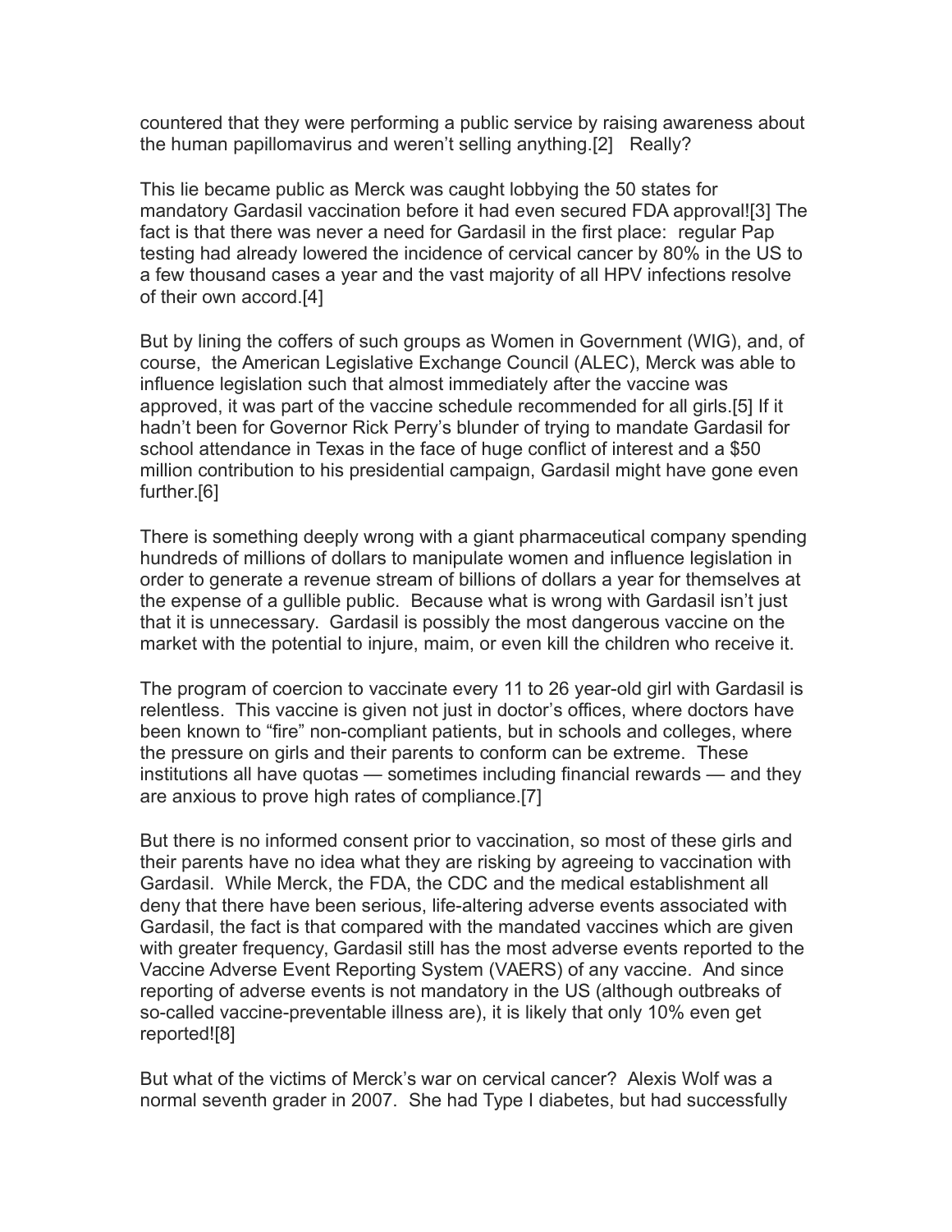countered that they were performing a public service by raising awareness about the human papillomavirus and weren't selling anything.[2] Really?

This lie became public as Merck was caught lobbying the 50 states for mandatory Gardasil vaccination before it had even secured FDA approval![3] The fact is that there was never a need for Gardasil in the first place: regular Pap testing had already lowered the incidence of cervical cancer by 80% in the US to a few thousand cases a year and the vast majority of all HPV infections resolve of their own accord.[4]

But by lining the coffers of such groups as Women in Government (WIG), and, of course, the American Legislative Exchange Council (ALEC), Merck was able to influence legislation such that almost immediately after the vaccine was approved, it was part of the vaccine schedule recommended for all girls.[5] If it hadn't been for Governor Rick Perry's blunder of trying to mandate Gardasil for school attendance in Texas in the face of huge conflict of interest and a $50 million contribution to his presidential campaign, Gardasil might have gone even further.[6]

There is something deeply wrong with a giant pharmaceutical company spending hundreds of millions of dollars to manipulate women and influence legislation in order to generate a revenue stream of billions of dollars a year for themselves at the expense of a gullible public. Because what is wrong with Gardasil isn't just that it is unnecessary. Gardasil is possibly the most dangerous vaccine on the market with the potential to injure, maim, or even kill the children who receive it.

The program of coercion to vaccinate every 11 to 26 year-old girl with Gardasil is relentless. This vaccine is given not just in doctor's offices, where doctors have been known to "fire" non-compliant patients, but in schools and colleges, where the pressure on girls and their parents to conform can be extreme. These institutions all have quotas — sometimes including financial rewards — and they are anxious to prove high rates of compliance.[7]

But there is no informed consent prior to vaccination, so most of these girls and their parents have no idea what they are risking by agreeing to vaccination with Gardasil. While Merck, the FDA, the CDC and the medical establishment all deny that there have been serious, life-altering adverse events associated with Gardasil, the fact is that compared with the mandated vaccines which are given with greater frequency, Gardasil still has the most adverse events reported to the Vaccine Adverse Event Reporting System (VAERS) of any vaccine. And since reporting of adverse events is not mandatory in the US (although outbreaks of so-called vaccine-preventable illness are), it is likely that only 10% even get reported![8]

But what of the victims of Merck's war on cervical cancer? Alexis Wolf was a normal seventh grader in 2007. She had Type I diabetes, but had successfully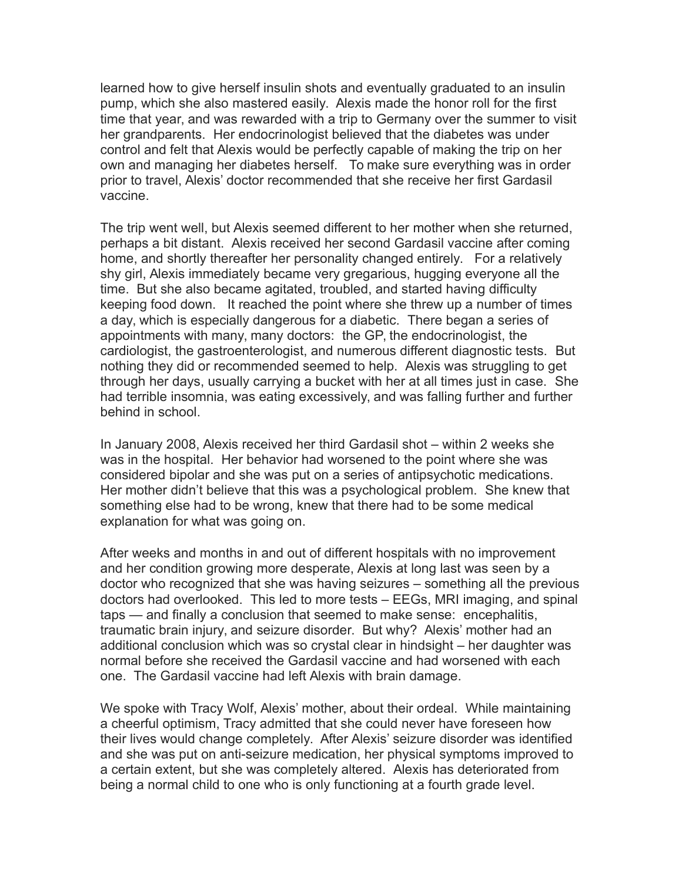learned how to give herself insulin shots and eventually graduated to an insulin pump, which she also mastered easily. Alexis made the honor roll for the first time that year, and was rewarded with a trip to Germany over the summer to visit her grandparents. Her endocrinologist believed that the diabetes was under control and felt that Alexis would be perfectly capable of making the trip on her own and managing her diabetes herself. To make sure everything was in order prior to travel, Alexis' doctor recommended that she receive her first Gardasil vaccine.

The trip went well, but Alexis seemed different to her mother when she returned, perhaps a bit distant. Alexis received her second Gardasil vaccine after coming home, and shortly thereafter her personality changed entirely. For a relatively shy girl, Alexis immediately became very gregarious, hugging everyone all the time. But she also became agitated, troubled, and started having difficulty keeping food down. It reached the point where she threw up a number of times a day, which is especially dangerous for a diabetic. There began a series of appointments with many, many doctors: the GP, the endocrinologist, the cardiologist, the gastroenterologist, and numerous different diagnostic tests. But nothing they did or recommended seemed to help. Alexis was struggling to get through her days, usually carrying a bucket with her at all times just in case. She had terrible insomnia, was eating excessively, and was falling further and further behind in school.

In January 2008, Alexis received her third Gardasil shot – within 2 weeks she was in the hospital. Her behavior had worsened to the point where she was considered bipolar and she was put on a series of antipsychotic medications. Her mother didn't believe that this was a psychological problem. She knew that something else had to be wrong, knew that there had to be some medical explanation for what was going on.

After weeks and months in and out of different hospitals with no improvement and her condition growing more desperate, Alexis at long last was seen by a doctor who recognized that she was having seizures – something all the previous doctors had overlooked. This led to more tests – EEGs, MRI imaging, and spinal taps — and finally a conclusion that seemed to make sense: encephalitis, traumatic brain injury, and seizure disorder. But why? Alexis' mother had an additional conclusion which was so crystal clear in hindsight – her daughter was normal before she received the Gardasil vaccine and had worsened with each one. The Gardasil vaccine had left Alexis with brain damage.

We spoke with Tracy Wolf, Alexis' mother, about their ordeal. While maintaining a cheerful optimism, Tracy admitted that she could never have foreseen how their lives would change completely. After Alexis' seizure disorder was identified and she was put on anti-seizure medication, her physical symptoms improved to a certain extent, but she was completely altered. Alexis has deteriorated from being a normal child to one who is only functioning at a fourth grade level.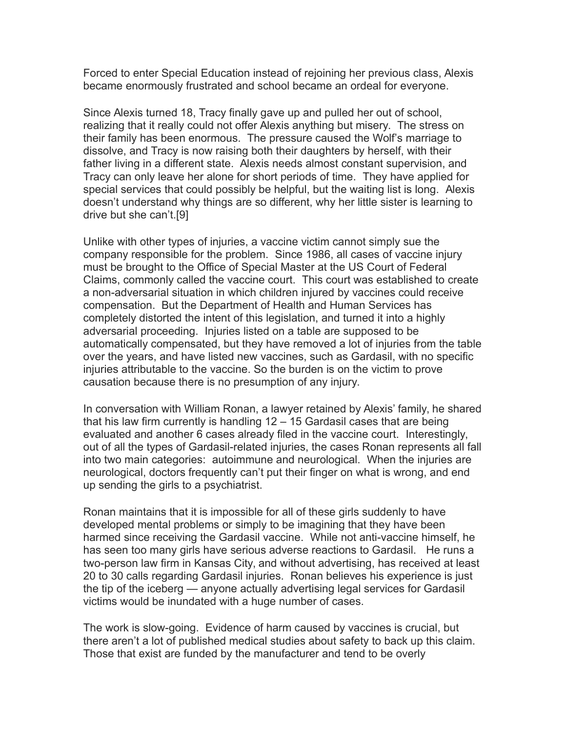Forced to enter Special Education instead of rejoining her previous class, Alexis became enormously frustrated and school became an ordeal for everyone.

Since Alexis turned 18, Tracy finally gave up and pulled her out of school, realizing that it really could not offer Alexis anything but misery. The stress on their family has been enormous. The pressure caused the Wolf's marriage to dissolve, and Tracy is now raising both their daughters by herself, with their father living in a different state. Alexis needs almost constant supervision, and Tracy can only leave her alone for short periods of time. They have applied for special services that could possibly be helpful, but the waiting list is long. Alexis doesn't understand why things are so different, why her little sister is learning to drive but she can't.[9]

Unlike with other types of injuries, a vaccine victim cannot simply sue the company responsible for the problem. Since 1986, all cases of vaccine injury must be brought to the Office of Special Master at the US Court of Federal Claims, commonly called the vaccine court. This court was established to create a non-adversarial situation in which children injured by vaccines could receive compensation. But the Department of Health and Human Services has completely distorted the intent of this legislation, and turned it into a highly adversarial proceeding. Injuries listed on a table are supposed to be automatically compensated, but they have removed a lot of injuries from the table over the years, and have listed new vaccines, such as Gardasil, with no specific injuries attributable to the vaccine. So the burden is on the victim to prove causation because there is no presumption of any injury.

In conversation with William Ronan, a lawyer retained by Alexis' family, he shared that his law firm currently is handling 12 – 15 Gardasil cases that are being evaluated and another 6 cases already filed in the vaccine court. Interestingly, out of all the types of Gardasil-related injuries, the cases Ronan represents all fall into two main categories: autoimmune and neurological. When the injuries are neurological, doctors frequently can't put their finger on what is wrong, and end up sending the girls to a psychiatrist.

Ronan maintains that it is impossible for all of these girls suddenly to have developed mental problems or simply to be imagining that they have been harmed since receiving the Gardasil vaccine. While not anti-vaccine himself, he has seen too many girls have serious adverse reactions to Gardasil. He runs a two-person law firm in Kansas City, and without advertising, has received at least 20 to 30 calls regarding Gardasil injuries. Ronan believes his experience is just the tip of the iceberg — anyone actually advertising legal services for Gardasil victims would be inundated with a huge number of cases.

The work is slow-going. Evidence of harm caused by vaccines is crucial, but there aren't a lot of published medical studies about safety to back up this claim. Those that exist are funded by the manufacturer and tend to be overly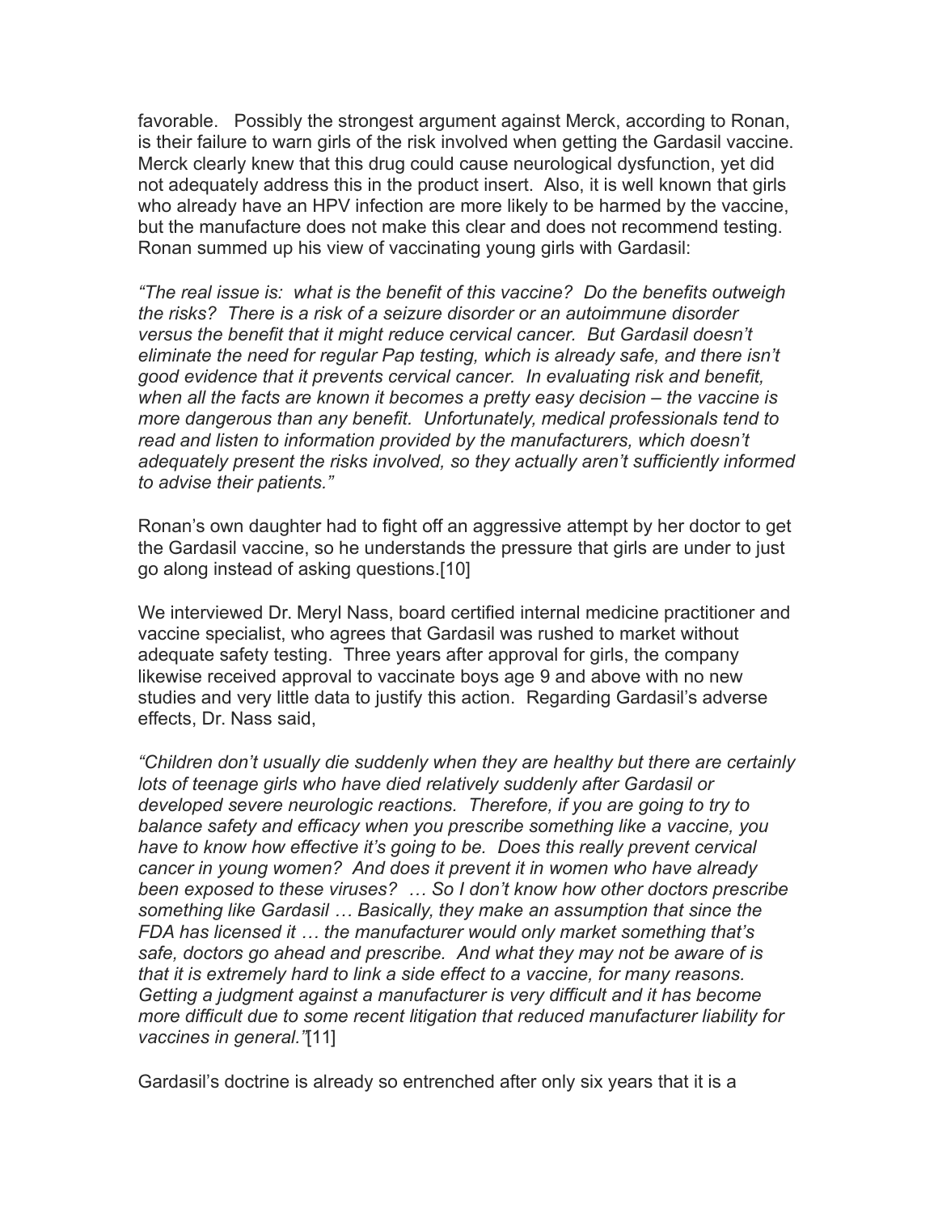favorable. Possibly the strongest argument against Merck, according to Ronan, is their failure to warn girls of the risk involved when getting the Gardasil vaccine. Merck clearly knew that this drug could cause neurological dysfunction, yet did not adequately address this in the product insert. Also, it is well known that girls who already have an HPV infection are more likely to be harmed by the vaccine, but the manufacture does not make this clear and does not recommend testing. Ronan summed up his view of vaccinating young girls with Gardasil:

*"The real issue is: what is the benefit of this vaccine? Do the benefits outweigh the risks? There is a risk of a seizure disorder or an autoimmune disorder versus the benefit that it might reduce cervical cancer. But Gardasil doesn't eliminate the need for regular Pap testing, which is already safe, and there isn't good evidence that it prevents cervical cancer. In evaluating risk and benefit, when all the facts are known it becomes a pretty easy decision – the vaccine is more dangerous than any benefit. Unfortunately, medical professionals tend to read and listen to information provided by the manufacturers, which doesn't adequately present the risks involved, so they actually aren't sufficiently informed to advise their patients."*

Ronan's own daughter had to fight off an aggressive attempt by her doctor to get the Gardasil vaccine, so he understands the pressure that girls are under to just go along instead of asking questions.[10]

We interviewed Dr. Meryl Nass, board certified internal medicine practitioner and vaccine specialist, who agrees that Gardasil was rushed to market without adequate safety testing. Three years after approval for girls, the company likewise received approval to vaccinate boys age 9 and above with no new studies and very little data to justify this action. Regarding Gardasil's adverse effects, Dr. Nass said,

*"Children don't usually die suddenly when they are healthy but there are certainly lots of teenage girls who have died relatively suddenly after Gardasil or developed severe neurologic reactions. Therefore, if you are going to try to balance safety and efficacy when you prescribe something like a vaccine, you have to know how effective it's going to be. Does this really prevent cervical cancer in young women? And does it prevent it in women who have already been exposed to these viruses? … So I don't know how other doctors prescribe something like Gardasil … Basically, they make an assumption that since the FDA has licensed it … the manufacturer would only market something that's safe, doctors go ahead and prescribe. And what they may not be aware of is that it is extremely hard to link a side effect to a vaccine, for many reasons. Getting a judgment against a manufacturer is very difficult and it has become more difficult due to some recent litigation that reduced manufacturer liability for vaccines in general."*[11]

Gardasil's doctrine is already so entrenched after only six years that it is a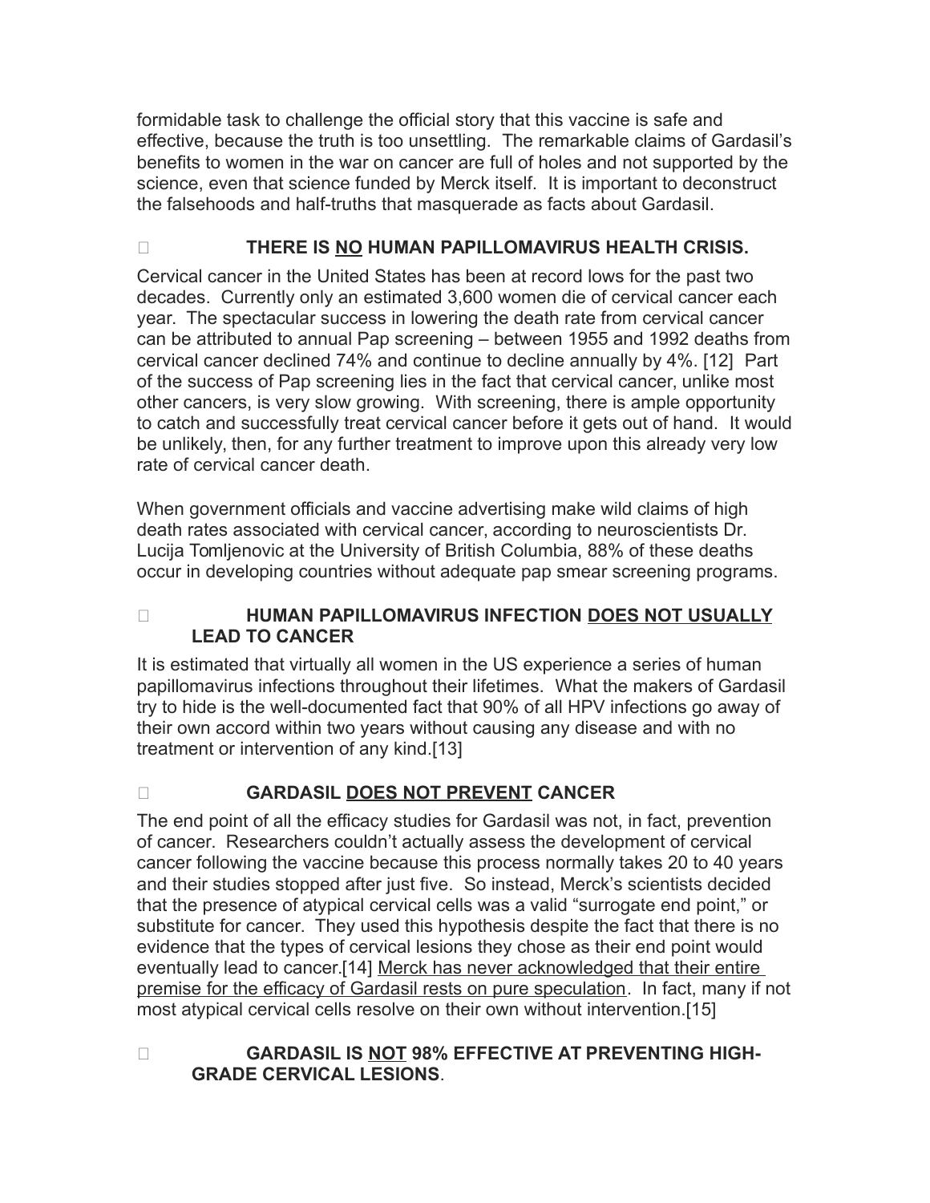formidable task to challenge the official story that this vaccine is safe and effective, because the truth is too unsettling. The remarkable claims of Gardasil's benefits to women in the war on cancer are full of holes and not supported by the science, even that science funded by Merck itself. It is important to deconstruct the falsehoods and half-truths that masquerade as facts about Gardasil.

- **THERE IS <u>NO</u> HUMAN PAPILLOMAVIRUS HEALTH CRISIS.**

Cervical cancer in the United States has been at record lows for the past two decades. Currently only an estimated 3,600 women die of cervical cancer each year. The spectacular success in lowering the death rate from cervical cancer can be attributed to annual Pap screening – between 1955 and 1992 deaths from cervical cancer declined 74% and continue to decline annually by 4%. [12] Part of the success of Pap screening lies in the fact that cervical cancer, unlike most other cancers, is very slow growing. With screening, there is ample opportunity to catch and successfully treat cervical cancer before it gets out of hand. It would be unlikely, then, for any further treatment to improve upon this already very low rate of cervical cancer death.

When government officials and vaccine advertising make wild claims of high death rates associated with cervical cancer, according to neuroscientists Dr. Lucija Tomljenovic at the University of British Columbia, 88% of these deaths occur in developing countries without adequate pap smear screening programs.

- **HUMAN PAPILLOMAVIRUS INFECTION <u>DOES NOT USUALLY</u> LEAD TO CANCER**

It is estimated that virtually all women in the US experience a series of human papillomavirus infections throughout their lifetimes. What the makers of Gardasil try to hide is the well-documented fact that 90% of all HPV infections go away of their own accord within two years without causing any disease and with no treatment or intervention of any kind.[13]

- **GARDASIL <u>DOES NOT PREVENT</u> CANCER**

The end point of all the efficacy studies for Gardasil was not, in fact, prevention of cancer. Researchers couldn't actually assess the development of cervical cancer following the vaccine because this process normally takes 20 to 40 years and their studies stopped after just five. So instead, Merck's scientists decided that the presence of atypical cervical cells was a valid "surrogate end point," or substitute for cancer. They used this hypothesis despite the fact that there is no evidence that the types of cervical lesions they chose as their end point would eventually lead to cancer.[14] <u>Merck has never acknowledged that their entire premise for the efficacy of Gardasil rests on pure speculation</u>. In fact, many if not most atypical cervical cells resolve on their own without intervention.[15]

- **GARDASIL IS <u>NOT</u> 98% EFFECTIVE AT PREVENTING HIGH-GRADE CERVICAL LESIONS**.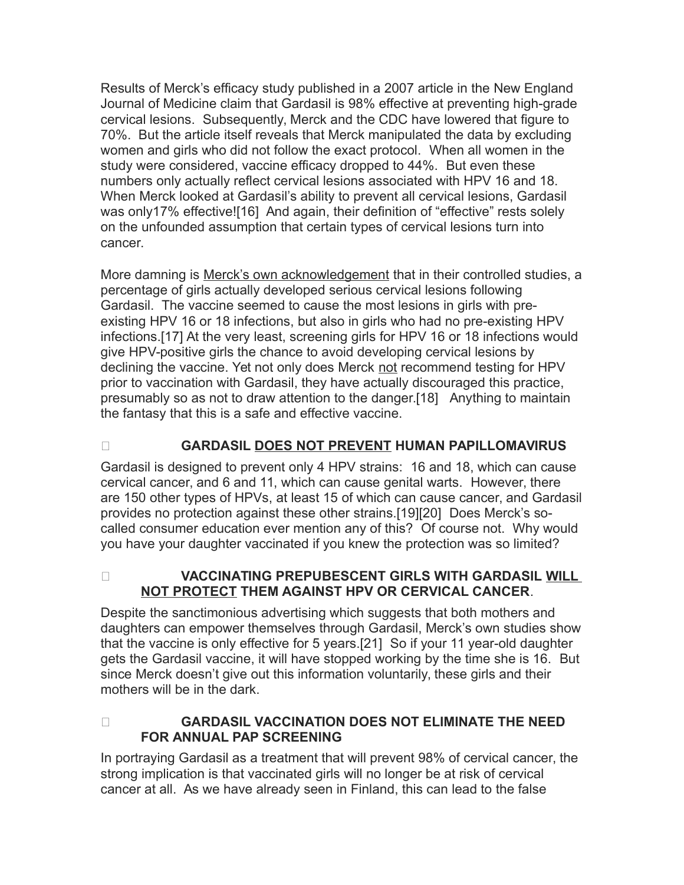Results of Merck's efficacy study published in a 2007 article in the New England Journal of Medicine claim that Gardasil is 98% effective at preventing high-grade cervical lesions. Subsequently, Merck and the CDC have lowered that figure to 70%. But the article itself reveals that Merck manipulated the data by excluding women and girls who did not follow the exact protocol. When all women in the study were considered, vaccine efficacy dropped to 44%. But even these numbers only actually reflect cervical lesions associated with HPV 16 and 18. When Merck looked at Gardasil's ability to prevent all cervical lesions, Gardasil was only17% effective![16] And again, their definition of "effective" rests solely on the unfounded assumption that certain types of cervical lesions turn into cancer.

More damning is Merck's own acknowledgement that in their controlled studies, a percentage of girls actually developed serious cervical lesions following Gardasil. The vaccine seemed to cause the most lesions in girls with pre-existing HPV 16 or 18 infections, but also in girls who had no pre-existing HPV infections.[17] At the very least, screening girls for HPV 16 or 18 infections would give HPV-positive girls the chance to avoid developing cervical lesions by declining the vaccine. Yet not only does Merck not recommend testing for HPV prior to vaccination with Gardasil, they have actually discouraged this practice, presumably so as not to draw attention to the danger.[18] Anything to maintain the fantasy that this is a safe and effective vaccine.

- **GARDASIL DOES NOT PREVENT HUMAN PAPILLOMAVIRUS**

Gardasil is designed to prevent only 4 HPV strains: 16 and 18, which can cause cervical cancer, and 6 and 11, which can cause genital warts. However, there are 150 other types of HPVs, at least 15 of which can cause cancer, and Gardasil provides no protection against these other strains.[19][20] Does Merck's so-called consumer education ever mention any of this? Of course not. Why would you have your daughter vaccinated if you knew the protection was so limited?

- **VACCINATING PREPUBESCENT GIRLS WITH GARDASIL WILL NOT PROTECT THEM AGAINST HPV OR CERVICAL CANCER**.

Despite the sanctimonious advertising which suggests that both mothers and daughters can empower themselves through Gardasil, Merck's own studies show that the vaccine is only effective for 5 years.[21] So if your 11 year-old daughter gets the Gardasil vaccine, it will have stopped working by the time she is 16. But since Merck doesn't give out this information voluntarily, these girls and their mothers will be in the dark.

- **GARDASIL VACCINATION DOES NOT ELIMINATE THE NEED FOR ANNUAL PAP SCREENING**

In portraying Gardasil as a treatment that will prevent 98% of cervical cancer, the strong implication is that vaccinated girls will no longer be at risk of cervical cancer at all. As we have already seen in Finland, this can lead to the false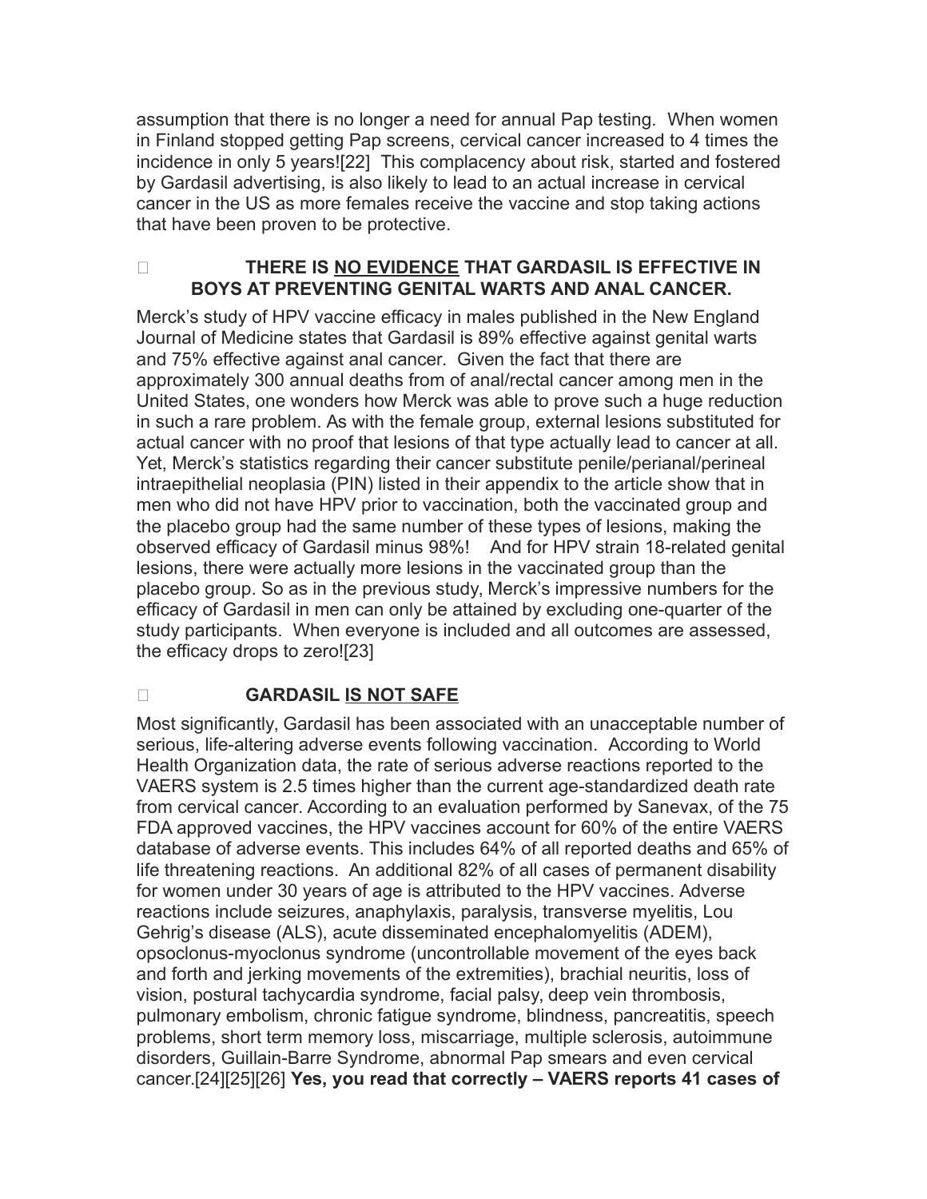assumption that there is no longer a need for annual Pap testing. When women in Finland stopped getting Pap screens, cervical cancer increased to 4 times the incidence in only 5 years![22] This complacency about risk, started and fostered by Gardasil advertising, is also likely to lead to an actual increase in cervical cancer in the US as more females receive the vaccine and stop taking actions that have been proven to be protective.

- **THERE IS <u>NO EVIDENCE</u> THAT GARDASIL IS EFFECTIVE IN BOYS AT PREVENTING GENITAL WARTS AND ANAL CANCER.**

Merck's study of HPV vaccine efficacy in males published in the New England Journal of Medicine states that Gardasil is 89% effective against genital warts and 75% effective against anal cancer. Given the fact that there are approximately 300 annual deaths from of anal/rectal cancer among men in the United States, one wonders how Merck was able to prove such a huge reduction in such a rare problem. As with the female group, external lesions substituted for actual cancer with no proof that lesions of that type actually lead to cancer at all. Yet, Merck's statistics regarding their cancer substitute penile/perianal/perineal intraepithelial neoplasia (PIN) listed in their appendix to the article show that in men who did not have HPV prior to vaccination, both the vaccinated group and the placebo group had the same number of these types of lesions, making the observed efficacy of Gardasil minus 98%! And for HPV strain 18-related genital lesions, there were actually more lesions in the vaccinated group than the placebo group. So as in the previous study, Merck's impressive numbers for the efficacy of Gardasil in men can only be attained by excluding one-quarter of the study participants. When everyone is included and all outcomes are assessed, the efficacy drops to zero![23]

- **GARDASIL <u>IS NOT SAFE</u>**

Most significantly, Gardasil has been associated with an unacceptable number of serious, life-altering adverse events following vaccination. According to World Health Organization data, the rate of serious adverse reactions reported to the VAERS system is 2.5 times higher than the current age-standardized death rate from cervical cancer. According to an evaluation performed by Sanevax, of the 75 FDA approved vaccines, the HPV vaccines account for 60% of the entire VAERS database of adverse events. This includes 64% of all reported deaths and 65% of life threatening reactions. An additional 82% of all cases of permanent disability for women under 30 years of age is attributed to the HPV vaccines. Adverse reactions include seizures, anaphylaxis, paralysis, transverse myelitis, Lou Gehrig's disease (ALS), acute disseminated encephalomyelitis (ADEM), opsoclonus-myoclonus syndrome (uncontrollable movement of the eyes back and forth and jerking movements of the extremities), brachial neuritis, loss of vision, postural tachycardia syndrome, facial palsy, deep vein thrombosis, pulmonary embolism, chronic fatigue syndrome, blindness, pancreatitis, speech problems, short term memory loss, miscarriage, multiple sclerosis, autoimmune disorders, Guillain-Barre Syndrome, abnormal Pap smears and even cervical cancer.[24][25][26] **Yes, you read that correctly – VAERS reports 41 cases of**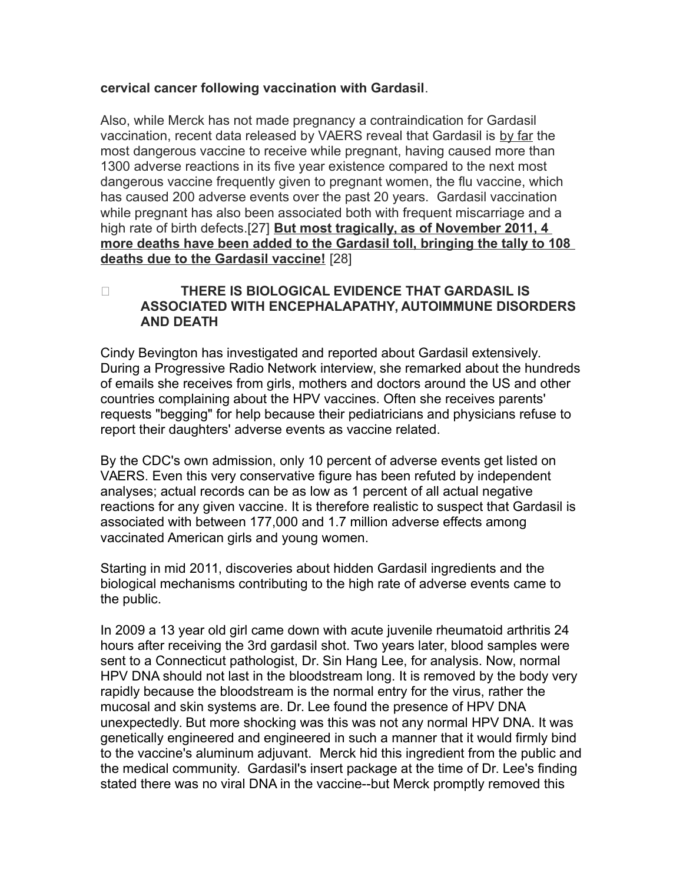**cervical cancer following vaccination with Gardasil**.

Also, while Merck has not made pregnancy a contraindication for Gardasil vaccination, recent data released by VAERS reveal that Gardasil is by far the most dangerous vaccine to receive while pregnant, having caused more than 1300 adverse reactions in its five year existence compared to the next most dangerous vaccine frequently given to pregnant women, the flu vaccine, which has caused 200 adverse events over the past 20 years. Gardasil vaccination while pregnant has also been associated both with frequent miscarriage and a high rate of birth defects.[27] **But most tragically, as of November 2011, 4 more deaths have been added to the Gardasil toll, bringing the tally to 108 deaths due to the Gardasil vaccine!** [28]

- **THERE IS BIOLOGICAL EVIDENCE THAT GARDASIL IS ASSOCIATED WITH ENCEPHALAPATHY, AUTOIMMUNE DISORDERS AND DEATH**

Cindy Bevington has investigated and reported about Gardasil extensively. During a Progressive Radio Network interview, she remarked about the hundreds of emails she receives from girls, mothers and doctors around the US and other countries complaining about the HPV vaccines. Often she receives parents' requests "begging" for help because their pediatricians and physicians refuse to report their daughters' adverse events as vaccine related.

By the CDC's own admission, only 10 percent of adverse events get listed on VAERS. Even this very conservative figure has been refuted by independent analyses; actual records can be as low as 1 percent of all actual negative reactions for any given vaccine. It is therefore realistic to suspect that Gardasil is associated with between 177,000 and 1.7 million adverse effects among vaccinated American girls and young women.

Starting in mid 2011, discoveries about hidden Gardasil ingredients and the biological mechanisms contributing to the high rate of adverse events came to the public.

In 2009 a 13 year old girl came down with acute juvenile rheumatoid arthritis 24 hours after receiving the 3rd gardasil shot. Two years later, blood samples were sent to a Connecticut pathologist, Dr. Sin Hang Lee, for analysis. Now, normal HPV DNA should not last in the bloodstream long. It is removed by the body very rapidly because the bloodstream is the normal entry for the virus, rather the mucosal and skin systems are. Dr. Lee found the presence of HPV DNA unexpectedly. But more shocking was this was not any normal HPV DNA. It was genetically engineered and engineered in such a manner that it would firmly bind to the vaccine's aluminum adjuvant. Merck hid this ingredient from the public and the medical community. Gardasil's insert package at the time of Dr. Lee's finding stated there was no viral DNA in the vaccine--but Merck promptly removed this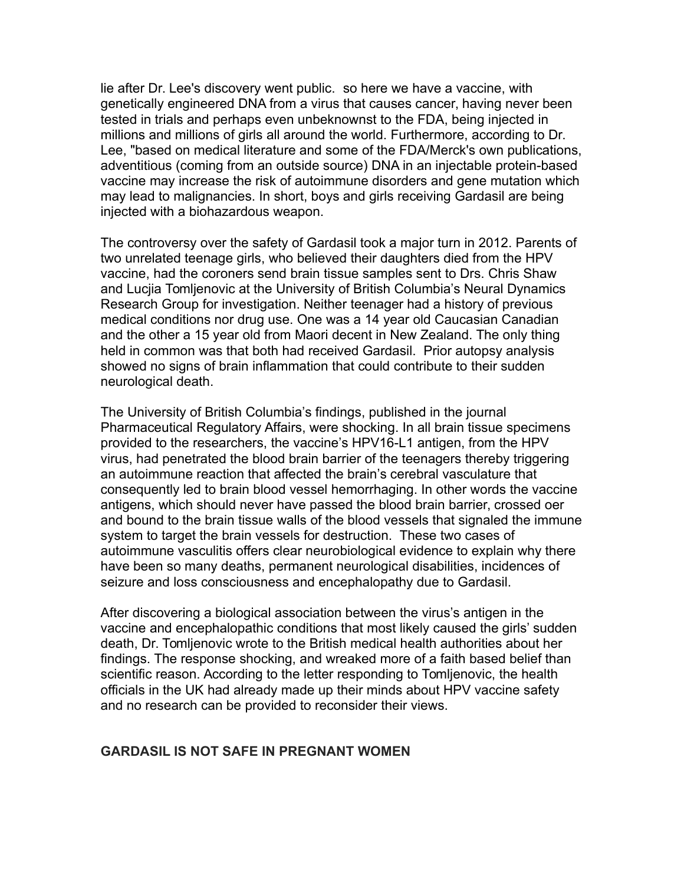lie after Dr. Lee's discovery went public.  so here we have a vaccine, with genetically engineered DNA from a virus that causes cancer, having never been tested in trials and perhaps even unbeknownst to the FDA, being injected in millions and millions of girls all around the world. Furthermore, according to Dr. Lee, "based on medical literature and some of the FDA/Merck's own publications, adventitious (coming from an outside source) DNA in an injectable protein-based vaccine may increase the risk of autoimmune disorders and gene mutation which may lead to malignancies. In short, boys and girls receiving Gardasil are being injected with a biohazardous weapon.

The controversy over the safety of Gardasil took a major turn in 2012. Parents of two unrelated teenage girls, who believed their daughters died from the HPV vaccine, had the coroners send brain tissue samples sent to Drs. Chris Shaw and Lucjia Tomljenovic at the University of British Columbia's Neural Dynamics Research Group for investigation. Neither teenager had a history of previous medical conditions nor drug use. One was a 14 year old Caucasian Canadian and the other a 15 year old from Maori decent in New Zealand. The only thing held in common was that both had received Gardasil.  Prior autopsy analysis showed no signs of brain inflammation that could contribute to their sudden neurological death.

The University of British Columbia's findings, published in the journal Pharmaceutical Regulatory Affairs, were shocking. In all brain tissue specimens provided to the researchers, the vaccine's HPV16-L1 antigen, from the HPV virus, had penetrated the blood brain barrier of the teenagers thereby triggering an autoimmune reaction that affected the brain's cerebral vasculature that consequently led to brain blood vessel hemorrhaging. In other words the vaccine antigens, which should never have passed the blood brain barrier, crossed oer and bound to the brain tissue walls of the blood vessels that signaled the immune system to target the brain vessels for destruction.  These two cases of autoimmune vasculitis offers clear neurobiological evidence to explain why there have been so many deaths, permanent neurological disabilities, incidences of seizure and loss consciousness and encephalopathy due to Gardasil.

After discovering a biological association between the virus's antigen in the vaccine and encephalopathic conditions that most likely caused the girls' sudden death, Dr. Tomljenovic wrote to the British medical health authorities about her findings. The response shocking, and wreaked more of a faith based belief than scientific reason. According to the letter responding to Tomljenovic, the health officials in the UK had already made up their minds about HPV vaccine safety and no research can be provided to reconsider their views.

## GARDASIL IS NOT SAFE IN PREGNANT WOMEN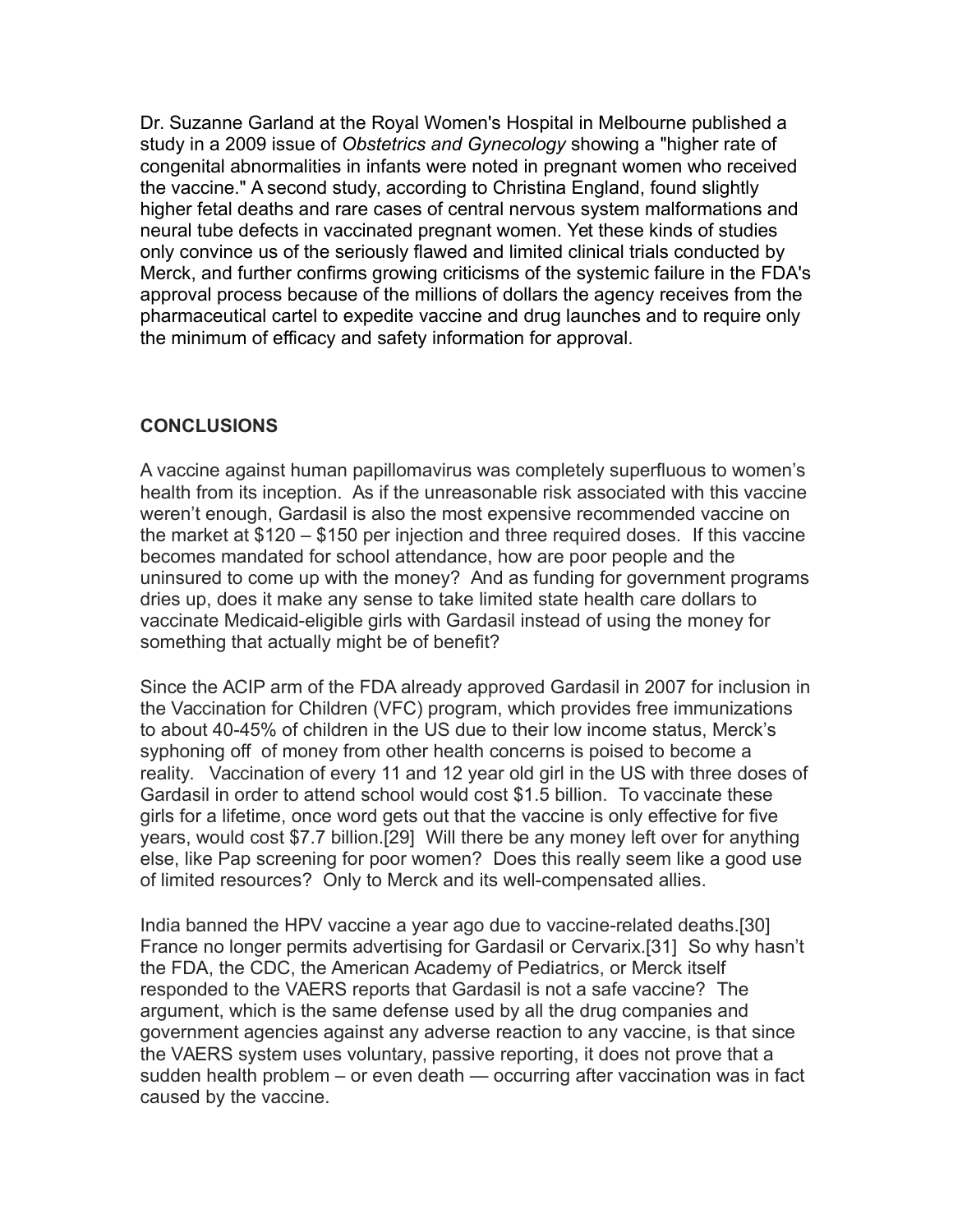Dr. Suzanne Garland at the Royal Women's Hospital in Melbourne published a study in a 2009 issue of *Obstetrics and Gynecology* showing a "higher rate of congenital abnormalities in infants were noted in pregnant women who received the vaccine." A second study, according to Christina England, found slightly higher fetal deaths and rare cases of central nervous system malformations and neural tube defects in vaccinated pregnant women. Yet these kinds of studies only convince us of the seriously flawed and limited clinical trials conducted by Merck, and further confirms growing criticisms of the systemic failure in the FDA's approval process because of the millions of dollars the agency receives from the pharmaceutical cartel to expedite vaccine and drug launches and to require only the minimum of efficacy and safety information for approval.

## CONCLUSIONS

A vaccine against human papillomavirus was completely superfluous to women's health from its inception. As if the unreasonable risk associated with this vaccine weren't enough, Gardasil is also the most expensive recommended vaccine on the market at $120 – $150 per injection and three required doses. If this vaccine becomes mandated for school attendance, how are poor people and the uninsured to come up with the money? And as funding for government programs dries up, does it make any sense to take limited state health care dollars to vaccinate Medicaid-eligible girls with Gardasil instead of using the money for something that actually might be of benefit?

Since the ACIP arm of the FDA already approved Gardasil in 2007 for inclusion in the Vaccination for Children (VFC) program, which provides free immunizations to about 40-45% of children in the US due to their low income status, Merck's syphoning off of money from other health concerns is poised to become a reality. Vaccination of every 11 and 12 year old girl in the US with three doses of Gardasil in order to attend school would cost $1.5 billion. To vaccinate these girls for a lifetime, once word gets out that the vaccine is only effective for five years, would cost $7.7 billion.[29] Will there be any money left over for anything else, like Pap screening for poor women? Does this really seem like a good use of limited resources? Only to Merck and its well-compensated allies.

India banned the HPV vaccine a year ago due to vaccine-related deaths.[30] France no longer permits advertising for Gardasil or Cervarix.[31] So why hasn't the FDA, the CDC, the American Academy of Pediatrics, or Merck itself responded to the VAERS reports that Gardasil is not a safe vaccine? The argument, which is the same defense used by all the drug companies and government agencies against any adverse reaction to any vaccine, is that since the VAERS system uses voluntary, passive reporting, it does not prove that a sudden health problem – or even death — occurring after vaccination was in fact caused by the vaccine.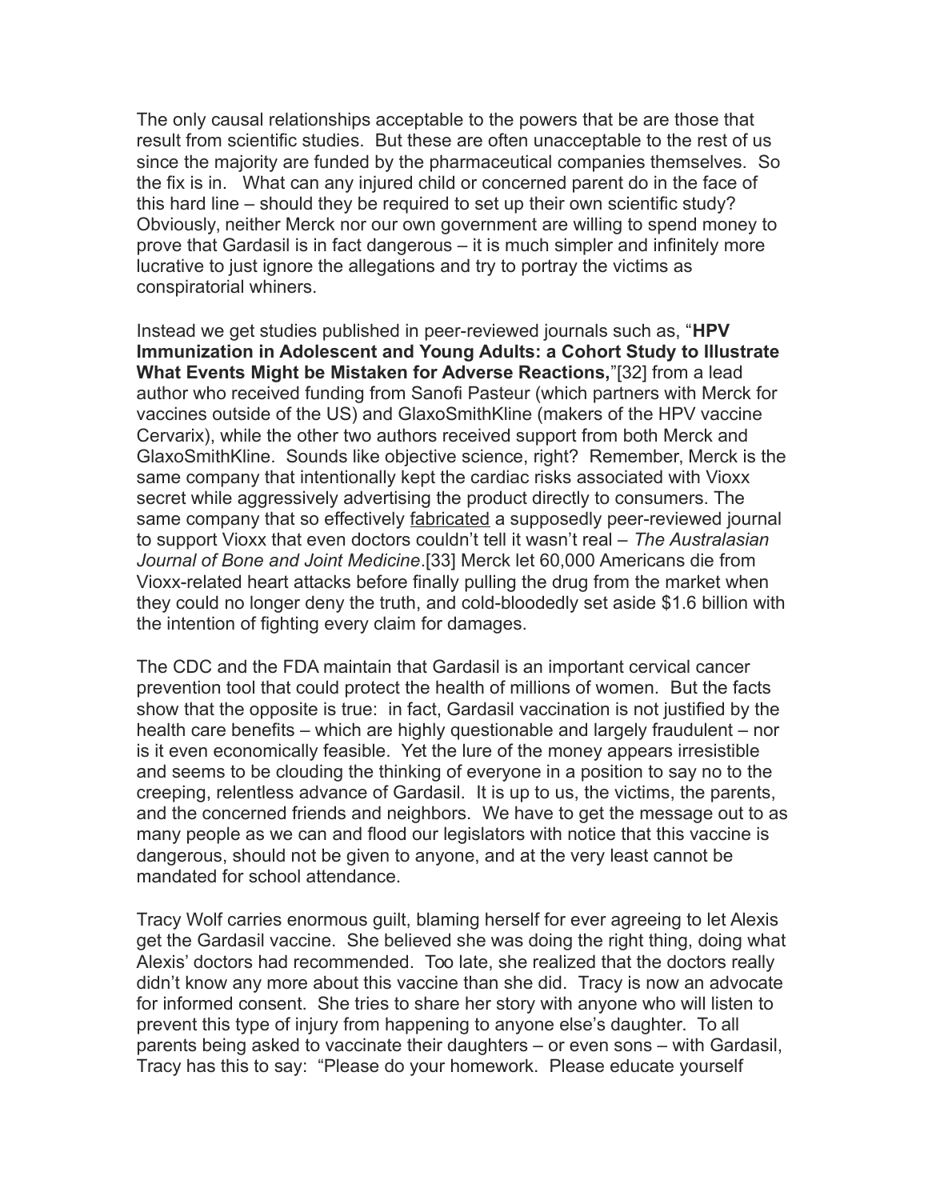The only causal relationships acceptable to the powers that be are those that result from scientific studies. But these are often unacceptable to the rest of us since the majority are funded by the pharmaceutical companies themselves. So the fix is in. What can any injured child or concerned parent do in the face of this hard line – should they be required to set up their own scientific study? Obviously, neither Merck nor our own government are willing to spend money to prove that Gardasil is in fact dangerous – it is much simpler and infinitely more lucrative to just ignore the allegations and try to portray the victims as conspiratorial whiners.

Instead we get studies published in peer-reviewed journals such as, "**HPV Immunization in Adolescent and Young Adults: a Cohort Study to Illustrate What Events Might be Mistaken for Adverse Reactions,**"[32] from a lead author who received funding from Sanofi Pasteur (which partners with Merck for vaccines outside of the US) and GlaxoSmithKline (makers of the HPV vaccine Cervarix), while the other two authors received support from both Merck and GlaxoSmithKline. Sounds like objective science, right? Remember, Merck is the same company that intentionally kept the cardiac risks associated with Vioxx secret while aggressively advertising the product directly to consumers. The same company that so effectively fabricated a supposedly peer-reviewed journal to support Vioxx that even doctors couldn't tell it wasn't real – *The Australasian Journal of Bone and Joint Medicine*.[33] Merck let 60,000 Americans die from Vioxx-related heart attacks before finally pulling the drug from the market when they could no longer deny the truth, and cold-bloodedly set aside $1.6 billion with the intention of fighting every claim for damages.

The CDC and the FDA maintain that Gardasil is an important cervical cancer prevention tool that could protect the health of millions of women. But the facts show that the opposite is true: in fact, Gardasil vaccination is not justified by the health care benefits – which are highly questionable and largely fraudulent – nor is it even economically feasible. Yet the lure of the money appears irresistible and seems to be clouding the thinking of everyone in a position to say no to the creeping, relentless advance of Gardasil. It is up to us, the victims, the parents, and the concerned friends and neighbors. We have to get the message out to as many people as we can and flood our legislators with notice that this vaccine is dangerous, should not be given to anyone, and at the very least cannot be mandated for school attendance.

Tracy Wolf carries enormous guilt, blaming herself for ever agreeing to let Alexis get the Gardasil vaccine. She believed she was doing the right thing, doing what Alexis' doctors had recommended. Too late, she realized that the doctors really didn't know any more about this vaccine than she did. Tracy is now an advocate for informed consent. She tries to share her story with anyone who will listen to prevent this type of injury from happening to anyone else's daughter. To all parents being asked to vaccinate their daughters – or even sons – with Gardasil, Tracy has this to say: "Please do your homework. Please educate yourself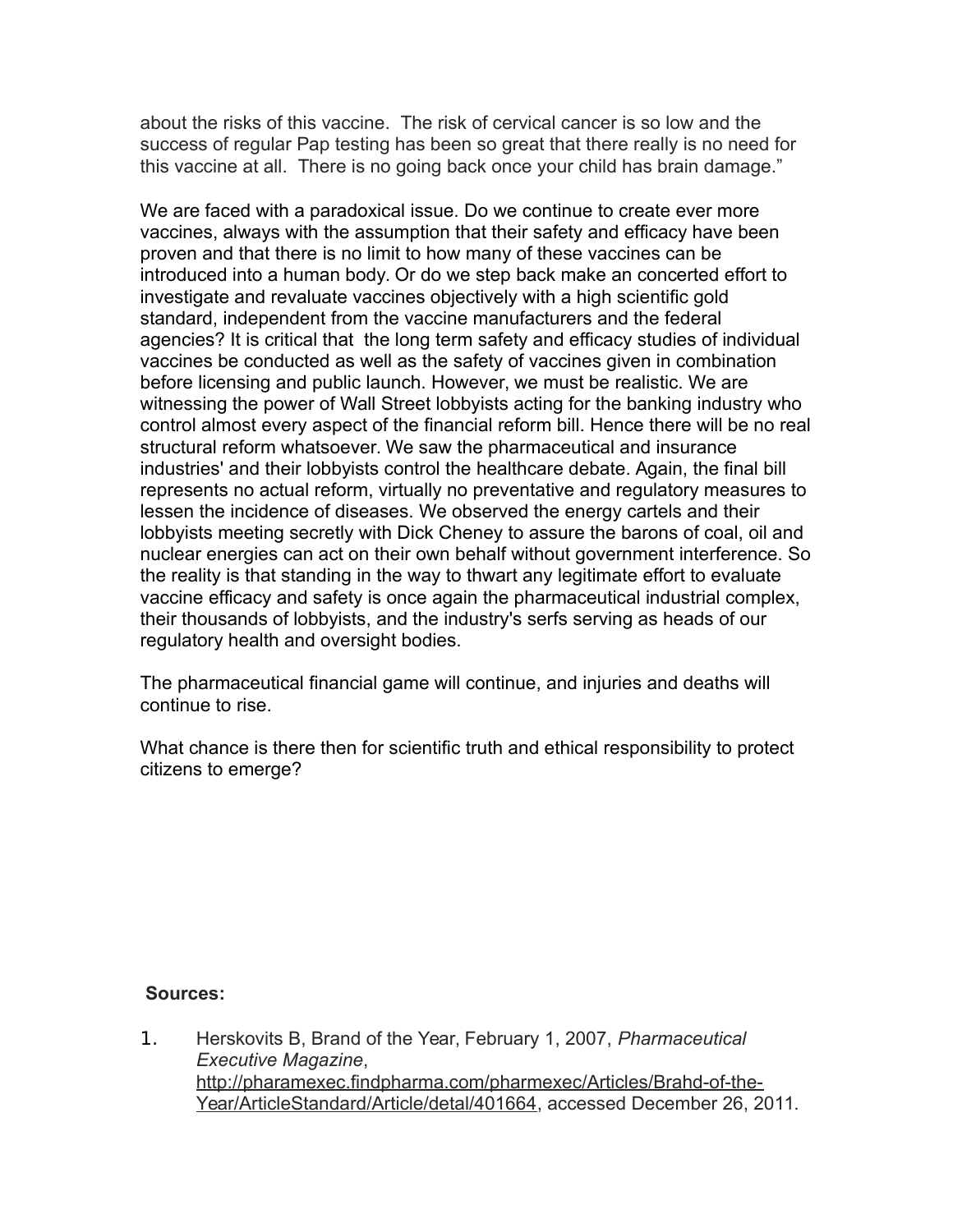about the risks of this vaccine. The risk of cervical cancer is so low and the success of regular Pap testing has been so great that there really is no need for this vaccine at all. There is no going back once your child has brain damage."

We are faced with a paradoxical issue. Do we continue to create ever more vaccines, always with the assumption that their safety and efficacy have been proven and that there is no limit to how many of these vaccines can be introduced into a human body. Or do we step back make an concerted effort to investigate and revaluate vaccines objectively with a high scientific gold standard, independent from the vaccine manufacturers and the federal agencies? It is critical that the long term safety and efficacy studies of individual vaccines be conducted as well as the safety of vaccines given in combination before licensing and public launch. However, we must be realistic. We are witnessing the power of Wall Street lobbyists acting for the banking industry who control almost every aspect of the financial reform bill. Hence there will be no real structural reform whatsoever. We saw the pharmaceutical and insurance industries' and their lobbyists control the healthcare debate. Again, the final bill represents no actual reform, virtually no preventative and regulatory measures to lessen the incidence of diseases. We observed the energy cartels and their lobbyists meeting secretly with Dick Cheney to assure the barons of coal, oil and nuclear energies can act on their own behalf without government interference. So the reality is that standing in the way to thwart any legitimate effort to evaluate vaccine efficacy and safety is once again the pharmaceutical industrial complex, their thousands of lobbyists, and the industry's serfs serving as heads of our regulatory health and oversight bodies.

The pharmaceutical financial game will continue, and injuries and deaths will continue to rise.

What chance is there then for scientific truth and ethical responsibility to protect citizens to emerge?

**Sources:**

1. Herskovits B, Brand of the Year, February 1, 2007, *Pharmaceutical Executive Magazine*, http://pharamexec.findpharma.com/pharmexec/Articles/Brahd-of-the-Year/ArticleStandard/Article/detal/401664, accessed December 26, 2011.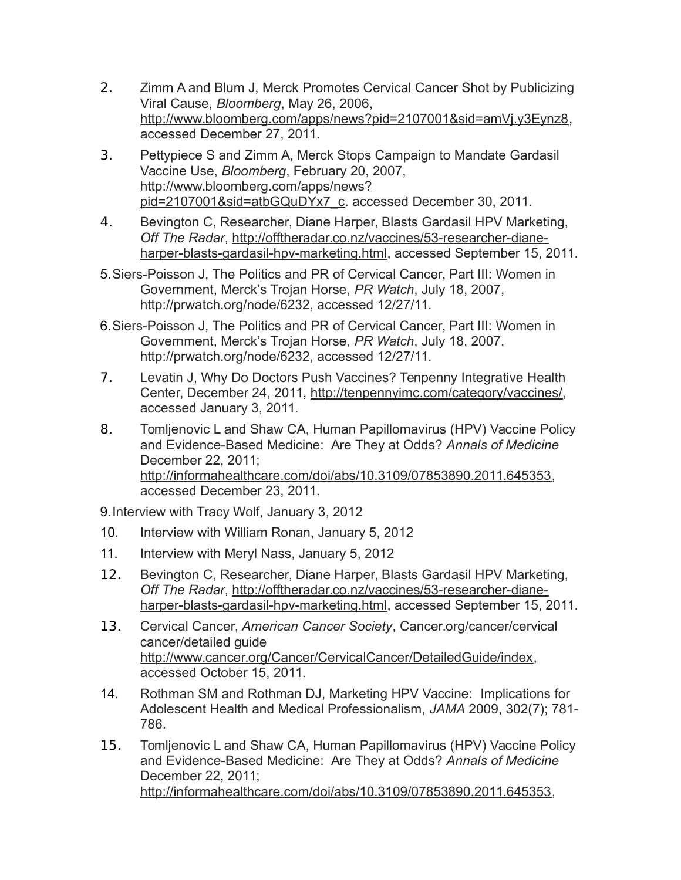2. Zimm A and Blum J, Merck Promotes Cervical Cancer Shot by Publicizing Viral Cause, *Bloomberg*, May 26, 2006, http://www.bloomberg.com/apps/news?pid=2107001&sid=amVj.y3Eynz8, accessed December 27, 2011.

3. Pettypiece S and Zimm A, Merck Stops Campaign to Mandate Gardasil Vaccine Use, *Bloomberg*, February 20, 2007, http://www.bloomberg.com/apps/news?pid=2107001&sid=atbGQuDYx7_c. accessed December 30, 2011.

4. Bevington C, Researcher, Diane Harper, Blasts Gardasil HPV Marketing, *Off The Radar*, http://offtheradar.co.nz/vaccines/53-researcher-diane-harper-blasts-gardasil-hpv-marketing.html, accessed September 15, 2011.

5. Siers-Poisson J, The Politics and PR of Cervical Cancer, Part III: Women in Government, Merck's Trojan Horse, *PR Watch*, July 18, 2007, http://prwatch.org/node/6232, accessed 12/27/11.

6. Siers-Poisson J, The Politics and PR of Cervical Cancer, Part III: Women in Government, Merck's Trojan Horse, *PR Watch*, July 18, 2007, http://prwatch.org/node/6232, accessed 12/27/11.

7. Levatin J, Why Do Doctors Push Vaccines? Tenpenny Integrative Health Center, December 24, 2011, http://tenpennyimc.com/category/vaccines/, accessed January 3, 2011.

8. Tomljenovic L and Shaw CA, Human Papillomavirus (HPV) Vaccine Policy and Evidence-Based Medicine: Are They at Odds? *Annals of Medicine* December 22, 2011; http://informahealthcare.com/doi/abs/10.3109/07853890.2011.645353, accessed December 23, 2011.

9. Interview with Tracy Wolf, January 3, 2012

10. Interview with William Ronan, January 5, 2012

11. Interview with Meryl Nass, January 5, 2012

12. Bevington C, Researcher, Diane Harper, Blasts Gardasil HPV Marketing, *Off The Radar*, http://offtheradar.co.nz/vaccines/53-researcher-diane-harper-blasts-gardasil-hpv-marketing.html, accessed September 15, 2011.

13. Cervical Cancer, *American Cancer Society*, Cancer.org/cancer/cervical cancer/detailed guide http://www.cancer.org/Cancer/CervicalCancer/DetailedGuide/index, accessed October 15, 2011.

14. Rothman SM and Rothman DJ, Marketing HPV Vaccine: Implications for Adolescent Health and Medical Professionalism, *JAMA* 2009, 302(7); 781-786.

15. Tomljenovic L and Shaw CA, Human Papillomavirus (HPV) Vaccine Policy and Evidence-Based Medicine: Are They at Odds? *Annals of Medicine* December 22, 2011; http://informahealthcare.com/doi/abs/10.3109/07853890.2011.645353,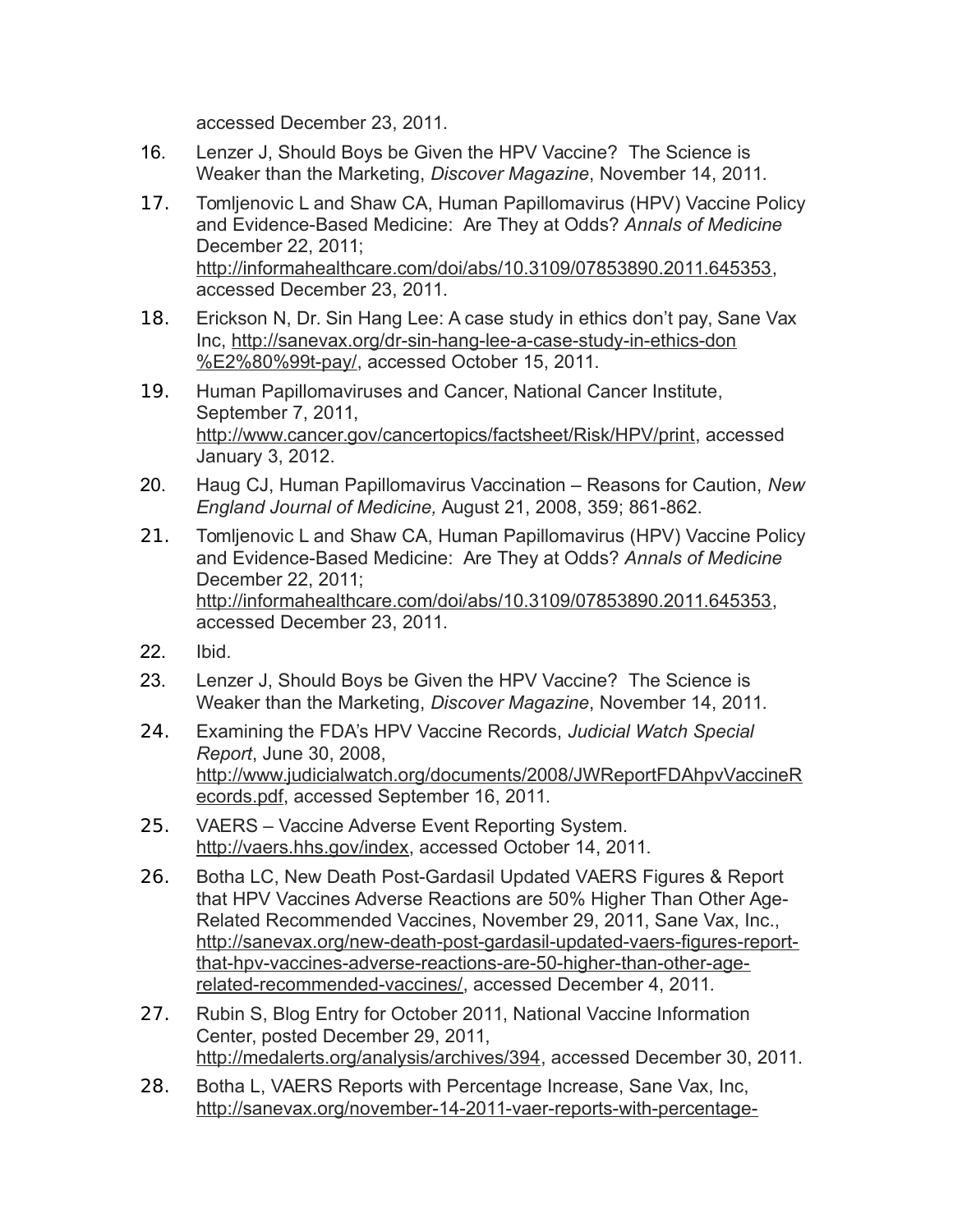accessed December 23, 2011.

16. Lenzer J, Should Boys be Given the HPV Vaccine? The Science is Weaker than the Marketing, *Discover Magazine*, November 14, 2011.

17. Tomljenovic L and Shaw CA, Human Papillomavirus (HPV) Vaccine Policy and Evidence-Based Medicine: Are They at Odds? *Annals of Medicine* December 22, 2011; http://informahealthcare.com/doi/abs/10.3109/07853890.2011.645353, accessed December 23, 2011.

18. Erickson N, Dr. Sin Hang Lee: A case study in ethics don't pay, Sane Vax Inc, http://sanevax.org/dr-sin-hang-lee-a-case-study-in-ethics-don%E2%80%99t-pay/, accessed October 15, 2011.

19. Human Papillomaviruses and Cancer, National Cancer Institute, September 7, 2011, http://www.cancer.gov/cancertopics/factsheet/Risk/HPV/print, accessed January 3, 2012.

20. Haug CJ, Human Papillomavirus Vaccination – Reasons for Caution, *New England Journal of Medicine,* August 21, 2008, 359; 861-862.

21. Tomljenovic L and Shaw CA, Human Papillomavirus (HPV) Vaccine Policy and Evidence-Based Medicine: Are They at Odds? *Annals of Medicine* December 22, 2011; http://informahealthcare.com/doi/abs/10.3109/07853890.2011.645353, accessed December 23, 2011.

22. Ibid.

23. Lenzer J, Should Boys be Given the HPV Vaccine? The Science is Weaker than the Marketing, *Discover Magazine*, November 14, 2011.

24. Examining the FDA's HPV Vaccine Records, *Judicial Watch Special Report*, June 30, 2008, http://www.judicialwatch.org/documents/2008/JWReportFDAhpvVaccineRecords.pdf, accessed September 16, 2011.

25. VAERS – Vaccine Adverse Event Reporting System. http://vaers.hhs.gov/index, accessed October 14, 2011.

26. Botha LC, New Death Post-Gardasil Updated VAERS Figures & Report that HPV Vaccines Adverse Reactions are 50% Higher Than Other Age-Related Recommended Vaccines, November 29, 2011, Sane Vax, Inc., http://sanevax.org/new-death-post-gardasil-updated-vaers-figures-report-that-hpv-vaccines-adverse-reactions-are-50-higher-than-other-age-related-recommended-vaccines/, accessed December 4, 2011.

27. Rubin S, Blog Entry for October 2011, National Vaccine Information Center, posted December 29, 2011, http://medalerts.org/analysis/archives/394, accessed December 30, 2011.

28. Botha L, VAERS Reports with Percentage Increase, Sane Vax, Inc, http://sanevax.org/november-14-2011-vaer-reports-with-percentage-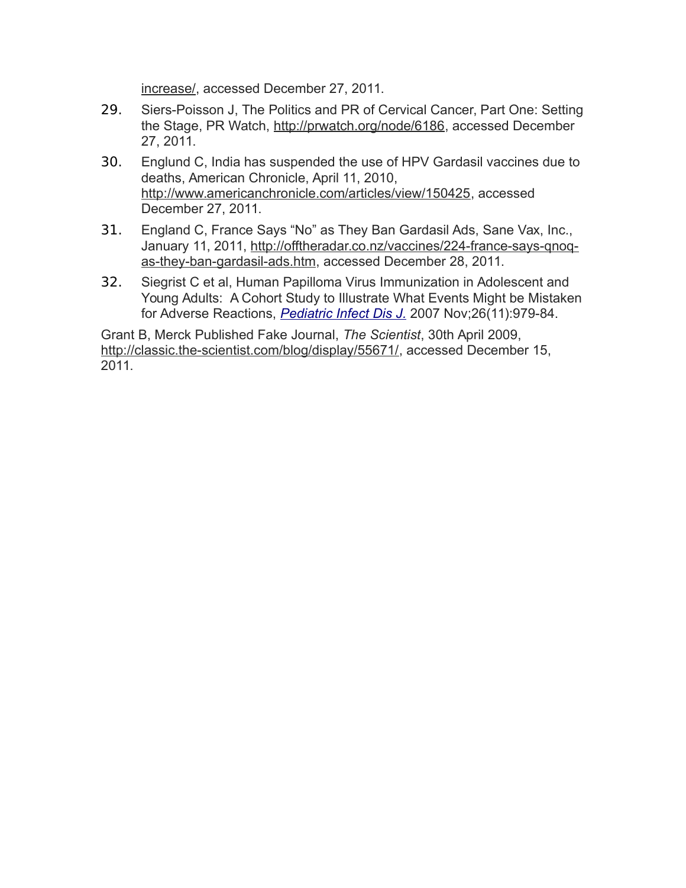increase/, accessed December 27, 2011.

29. Siers-Poisson J, The Politics and PR of Cervical Cancer, Part One: Setting the Stage, PR Watch, http://prwatch.org/node/6186, accessed December 27, 2011.

30. Englund C, India has suspended the use of HPV Gardasil vaccines due to deaths, American Chronicle, April 11, 2010, http://www.americanchronicle.com/articles/view/150425, accessed December 27, 2011.

31. England C, France Says "No" as They Ban Gardasil Ads, Sane Vax, Inc., January 11, 2011, http://offtheradar.co.nz/vaccines/224-france-says-qnoq-as-they-ban-gardasil-ads.htm, accessed December 28, 2011.

32. Siegrist C et al, Human Papilloma Virus Immunization in Adolescent and Young Adults: A Cohort Study to Illustrate What Events Might be Mistaken for Adverse Reactions, *Pediatric Infect Dis J.* 2007 Nov;26(11):979-84.

Grant B, Merck Published Fake Journal, *The Scientist*, 30th April 2009, http://classic.the-scientist.com/blog/display/55671/, accessed December 15, 2011.